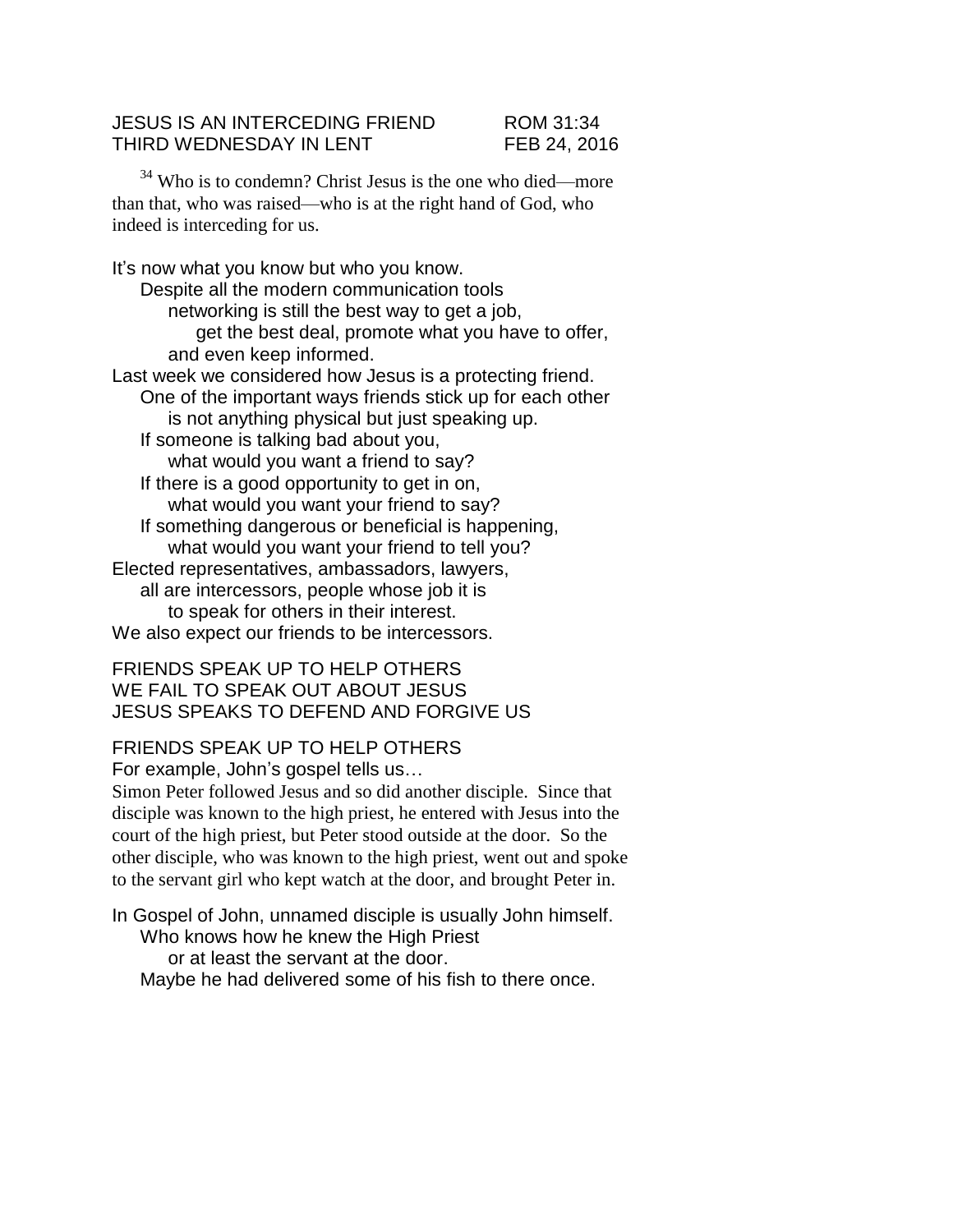JESUS IS AN INTERCEDING FRIEND ROM 31:34
THIRD WEDNESDAY IN LENT FEB 24, 2016

[34] Who is to condemn? Christ Jesus is the one who died—more than that, who was raised—who is at the right hand of God, who indeed is interceding for us.

It's now what you know but who you know.
Despite all the modern communication tools
networking is still the best way to get a job,
get the best deal, promote what you have to offer,
and even keep informed.
Last week we considered how Jesus is a protecting friend.
One of the important ways friends stick up for each other
is not anything physical but just speaking up.
If someone is talking bad about you,
what would you want a friend to say?
If there is a good opportunity to get in on,
what would you want your friend to say?
If something dangerous or beneficial is happening,
what would you want your friend to tell you?
Elected representatives, ambassadors, lawyers,
all are intercessors, people whose job it is
to speak for others in their interest.
We also expect our friends to be intercessors.

FRIENDS SPEAK UP TO HELP OTHERS
WE FAIL TO SPEAK OUT ABOUT JESUS
JESUS SPEAKS TO DEFEND AND FORGIVE US

FRIENDS SPEAK UP TO HELP OTHERS
For example, John's gospel tells us…
Simon Peter followed Jesus and so did another disciple. Since that disciple was known to the high priest, he entered with Jesus into the court of the high priest, but Peter stood outside at the door. So the other disciple, who was known to the high priest, went out and spoke to the servant girl who kept watch at the door, and brought Peter in.

In Gospel of John, unnamed disciple is usually John himself.
Who knows how he knew the High Priest
or at least the servant at the door.
Maybe he had delivered some of his fish to there once.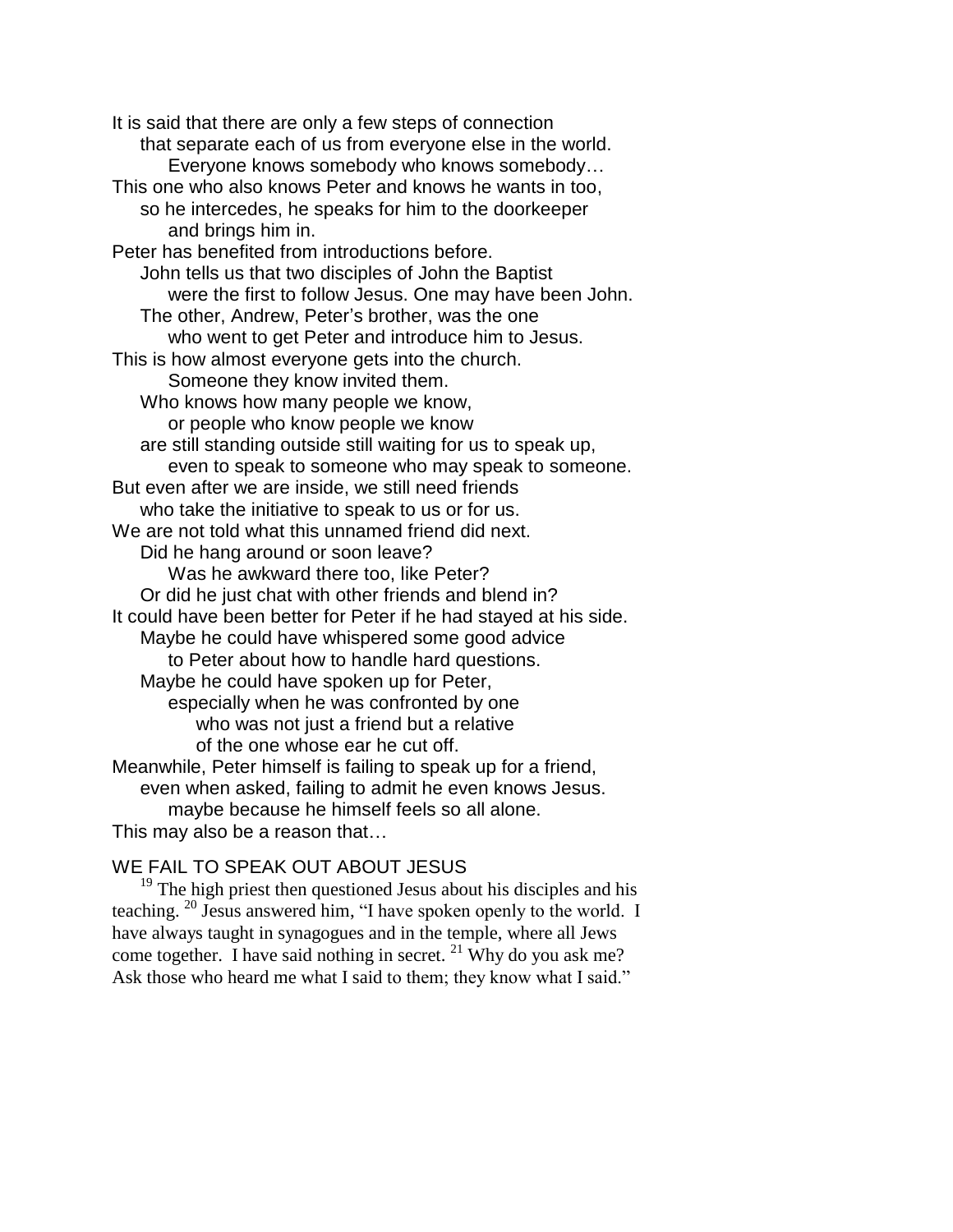It is said that there are only a few steps of connection
that separate each of us from everyone else in the world.
Everyone knows somebody who knows somebody…
This one who also knows Peter and knows he wants in too,
so he intercedes, he speaks for him to the doorkeeper
and brings him in.
Peter has benefited from introductions before.
John tells us that two disciples of John the Baptist
were the first to follow Jesus. One may have been John.
The other, Andrew, Peter's brother, was the one
who went to get Peter and introduce him to Jesus.
This is how almost everyone gets into the church.
Someone they know invited them.
Who knows how many people we know,
or people who know people we know
are still standing outside still waiting for us to speak up,
even to speak to someone who may speak to someone.
But even after we are inside, we still need friends
who take the initiative to speak to us or for us.
We are not told what this unnamed friend did next.
Did he hang around or soon leave?
Was he awkward there too, like Peter?
Or did he just chat with other friends and blend in?
It could have been better for Peter if he had stayed at his side.
Maybe he could have whispered some good advice
to Peter about how to handle hard questions.
Maybe he could have spoken up for Peter,
especially when he was confronted by one
who was not just a friend but a relative
of the one whose ear he cut off.
Meanwhile, Peter himself is failing to speak up for a friend,
even when asked, failing to admit he even knows Jesus.
maybe because he himself feels so all alone.
This may also be a reason that…

WE FAIL TO SPEAK OUT ABOUT JESUS

[19] The high priest then questioned Jesus about his disciples and his teaching. [20] Jesus answered him, "I have spoken openly to the world. I have always taught in synagogues and in the temple, where all Jews come together. I have said nothing in secret. [21] Why do you ask me? Ask those who heard me what I said to them; they know what I said."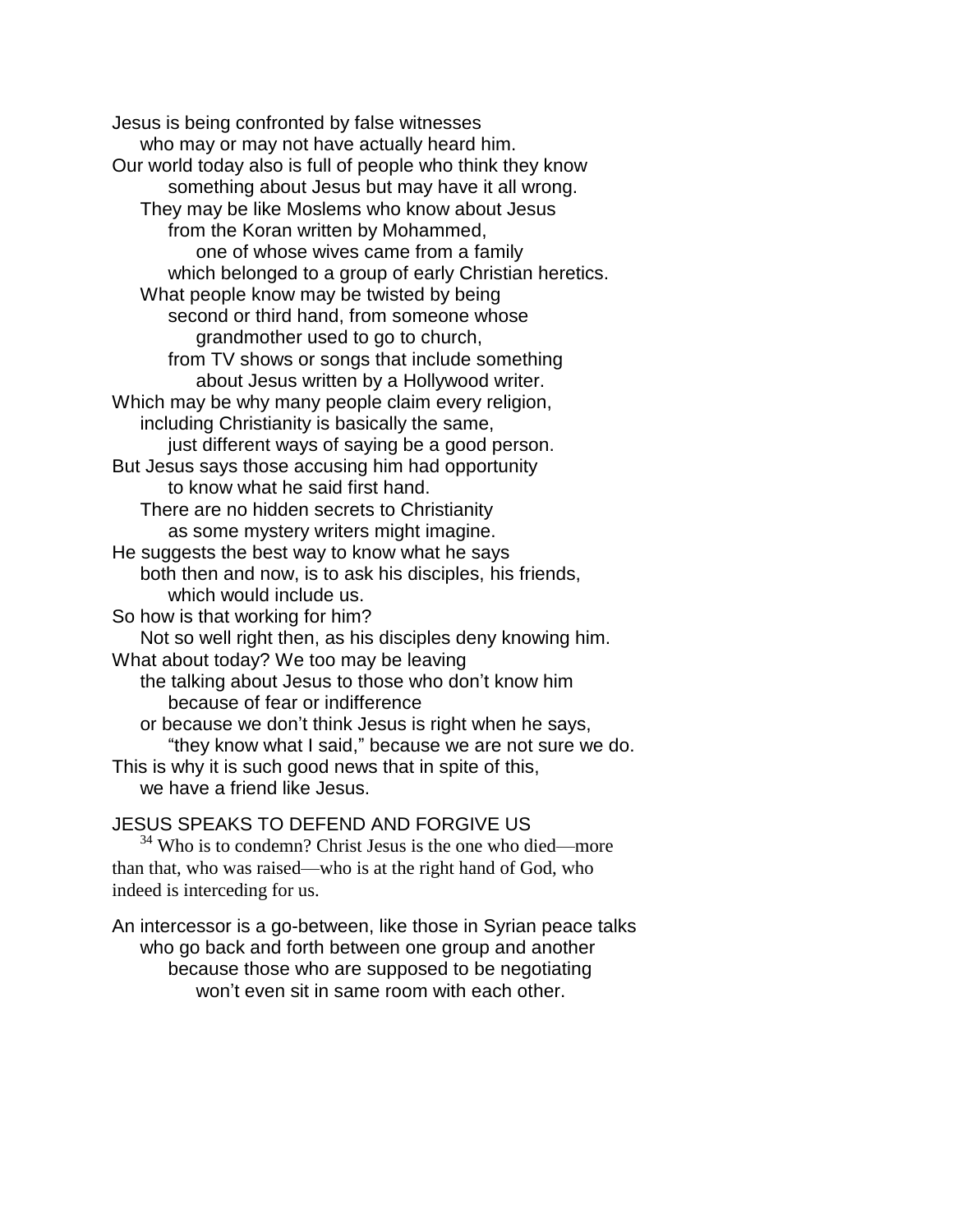Jesus is being confronted by false witnesses
who may or may not have actually heard him.
Our world today also is full of people who think they know
something about Jesus but may have it all wrong.
They may be like Moslems who know about Jesus
from the Koran written by Mohammed,
one of whose wives came from a family
which belonged to a group of early Christian heretics.
What people know may be twisted by being
second or third hand, from someone whose
grandmother used to go to church,
from TV shows or songs that include something
about Jesus written by a Hollywood writer.
Which may be why many people claim every religion,
including Christianity is basically the same,
just different ways of saying be a good person.
But Jesus says those accusing him had opportunity
to know what he said first hand.
There are no hidden secrets to Christianity
as some mystery writers might imagine.
He suggests the best way to know what he says
both then and now, is to ask his disciples, his friends,
which would include us.
So how is that working for him?
Not so well right then, as his disciples deny knowing him.
What about today? We too may be leaving
the talking about Jesus to those who don't know him
because of fear or indifference
or because we don't think Jesus is right when he says,
"they know what I said," because we are not sure we do.
This is why it is such good news that in spite of this,
we have a friend like Jesus.

JESUS SPEAKS TO DEFEND AND FORGIVE US

[34] Who is to condemn? Christ Jesus is the one who died—more than that, who was raised—who is at the right hand of God, who indeed is interceding for us.

An intercessor is a go-between, like those in Syrian peace talks
who go back and forth between one group and another
because those who are supposed to be negotiating
won't even sit in same room with each other.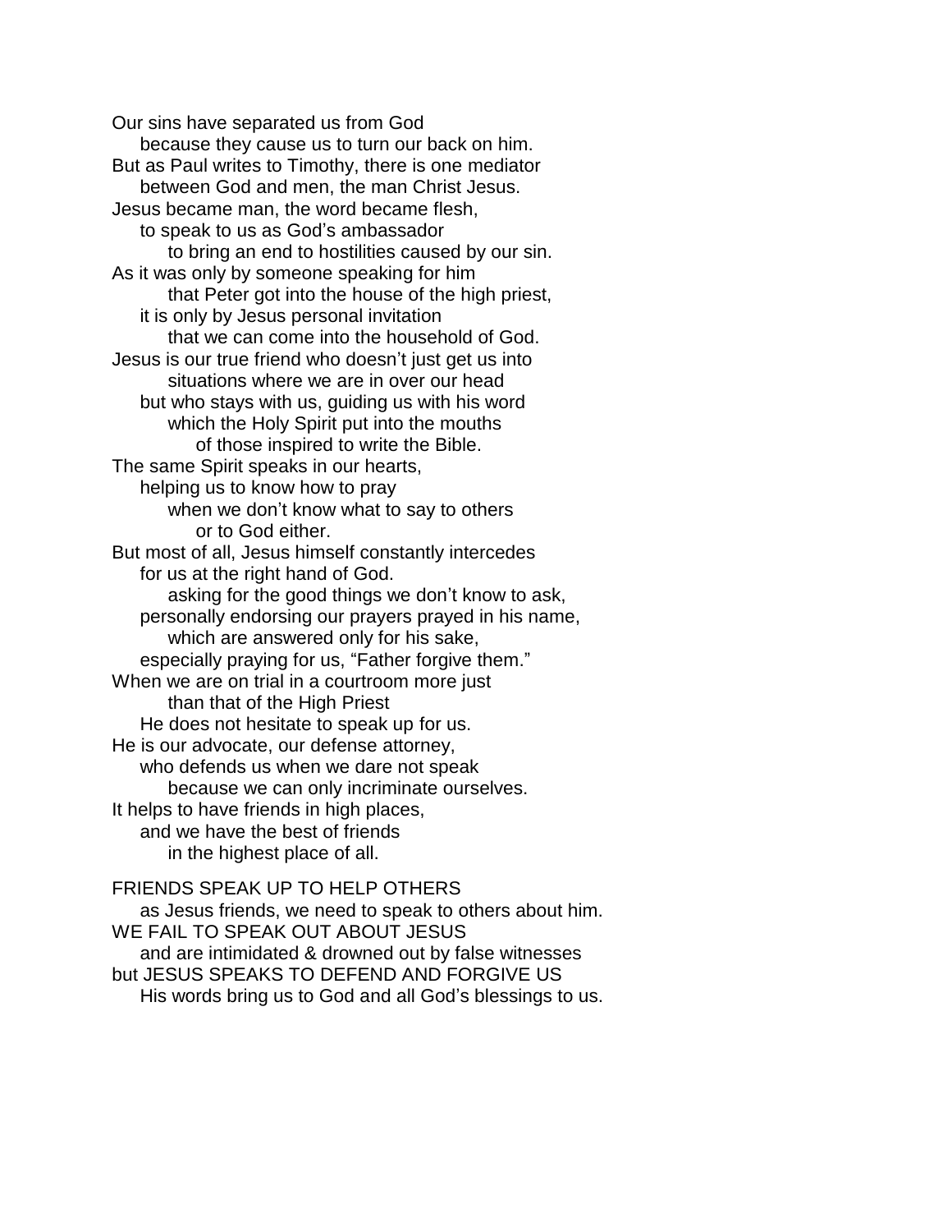Our sins have separated us from God
because they cause us to turn our back on him.
But as Paul writes to Timothy, there is one mediator
between God and men, the man Christ Jesus.
Jesus became man, the word became flesh,
to speak to us as God's ambassador
to bring an end to hostilities caused by our sin.
As it was only by someone speaking for him
that Peter got into the house of the high priest,
it is only by Jesus personal invitation
that we can come into the household of God.
Jesus is our true friend who doesn't just get us into
situations where we are in over our head
but who stays with us, guiding us with his word
which the Holy Spirit put into the mouths
of those inspired to write the Bible.
The same Spirit speaks in our hearts,
helping us to know how to pray
when we don't know what to say to others
or to God either.
But most of all, Jesus himself constantly intercedes
for us at the right hand of God.
asking for the good things we don't know to ask,
personally endorsing our prayers prayed in his name,
which are answered only for his sake,
especially praying for us, "Father forgive them."
When we are on trial in a courtroom more just
than that of the High Priest
He does not hesitate to speak up for us.
He is our advocate, our defense attorney,
who defends us when we dare not speak
because we can only incriminate ourselves.
It helps to have friends in high places,
and we have the best of friends
in the highest place of all.

FRIENDS SPEAK UP TO HELP OTHERS
as Jesus friends, we need to speak to others about him.
WE FAIL TO SPEAK OUT ABOUT JESUS
and are intimidated & drowned out by false witnesses
but JESUS SPEAKS TO DEFEND AND FORGIVE US
His words bring us to God and all God's blessings to us.